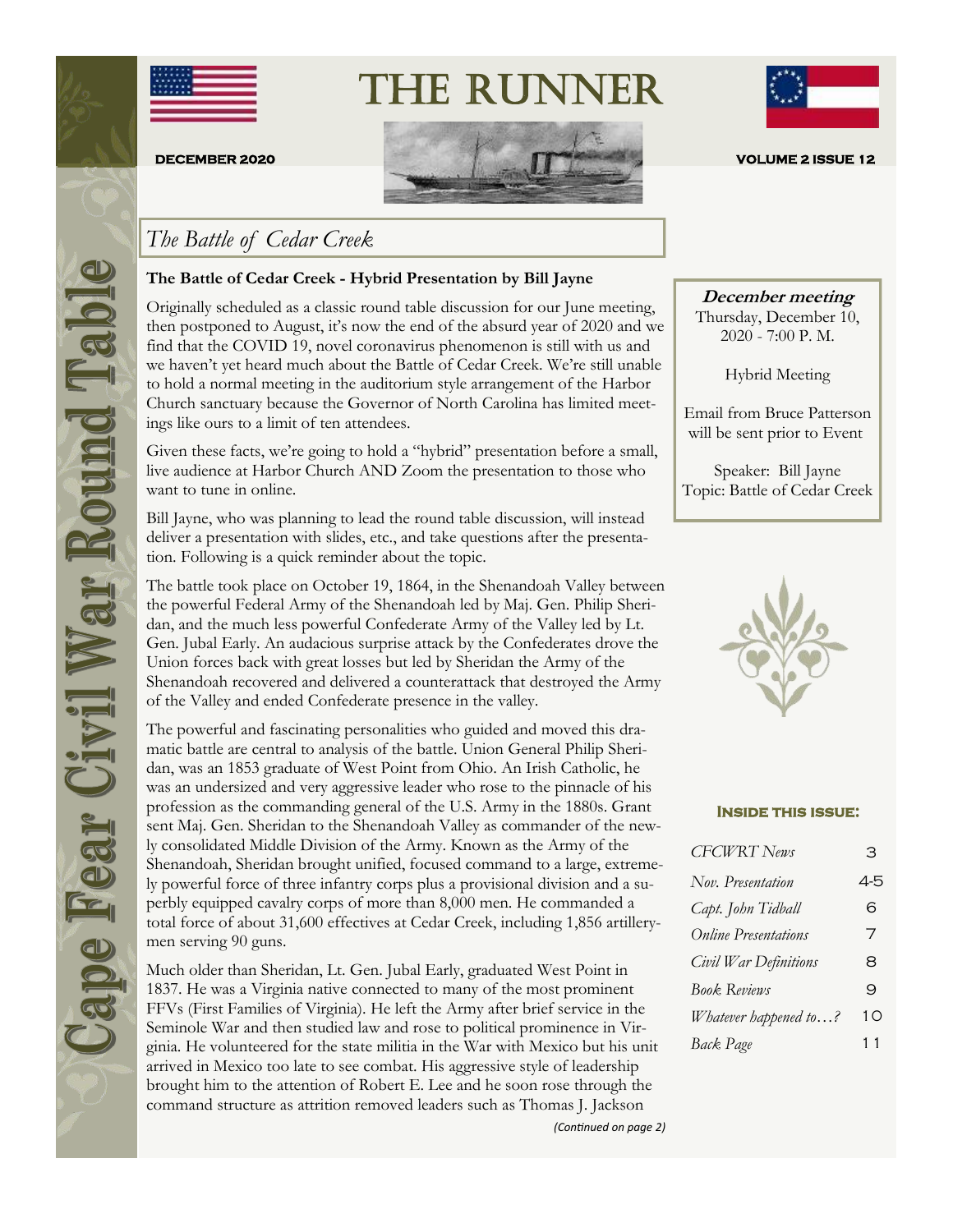# THE RUNNER

**DECEMBER 2020** **VOLUME 2 ISSUE 12**

Cape Fear Civil War Round Table

## *The Battle of Cedar Creek*

**The Battle of Cedar Creek - Hybrid Presentation by Bill Jayne**

Originally scheduled as a classic round table discussion for our June meeting, then postponed to August, it's now the end of the absurd year of 2020 and we find that the COVID 19, novel coronavirus phenomenon is still with us and we haven't yet heard much about the Battle of Cedar Creek. We're still unable to hold a normal meeting in the auditorium style arrangement of the Harbor Church sanctuary because the Governor of North Carolina has limited meetings like ours to a limit of ten attendees.

Given these facts, we're going to hold a "hybrid" presentation before a small, live audience at Harbor Church AND Zoom the presentation to those who want to tune in online.

Bill Jayne, who was planning to lead the round table discussion, will instead deliver a presentation with slides, etc., and take questions after the presentation. Following is a quick reminder about the topic.

The battle took place on October 19, 1864, in the Shenandoah Valley between the powerful Federal Army of the Shenandoah led by Maj. Gen. Philip Sheridan, and the much less powerful Confederate Army of the Valley led by Lt. Gen. Jubal Early. An audacious surprise attack by the Confederates drove the Union forces back with great losses but led by Sheridan the Army of the Shenandoah recovered and delivered a counterattack that destroyed the Army of the Valley and ended Confederate presence in the valley.

The powerful and fascinating personalities who guided and moved this dramatic battle are central to analysis of the battle. Union General Philip Sheridan, was an 1853 graduate of West Point from Ohio. An Irish Catholic, he was an undersized and very aggressive leader who rose to the pinnacle of his profession as the commanding general of the U.S. Army in the 1880s. Grant sent Maj. Gen. Sheridan to the Shenandoah Valley as commander of the newly consolidated Middle Division of the Army. Known as the Army of the Shenandoah, Sheridan brought unified, focused command to a large, extremely powerful force of three infantry corps plus a provisional division and a superbly equipped cavalry corps of more than 8,000 men. He commanded a total force of about 31,600 effectives at Cedar Creek, including 1,856 artillerymen serving 90 guns.

Much older than Sheridan, Lt. Gen. Jubal Early, graduated West Point in 1837. He was a Virginia native connected to many of the most prominent FFVs (First Families of Virginia). He left the Army after brief service in the Seminole War and then studied law and rose to political prominence in Virginia. He volunteered for the state militia in the War with Mexico but his unit arrived in Mexico too late to see combat. His aggressive style of leadership brought him to the attention of Robert E. Lee and he soon rose through the command structure as attrition removed leaders such as Thomas J. Jackson

*(Continued on page 2)*

---

**December meeting**

Thursday, December 10, 2020 - 7:00 P. M.

Hybrid Meeting

Email from Bruce Patterson will be sent prior to Event

Speaker: Bill Jayne
Topic: Battle of Cedar Creek

---

**INSIDE THIS ISSUE:**

| | |
|---|---|
| *CFCWRT News* | 3 |
| *Nov. Presentation* | 4-5 |
| *Capt. John Tidball* | 6 |
| *Online Presentations* | 7 |
| *Civil War Definitions* | 8 |
| *Book Reviews* | 9 |
| *Whatever happened to…?* | 10 |
| *Back Page* | 11 |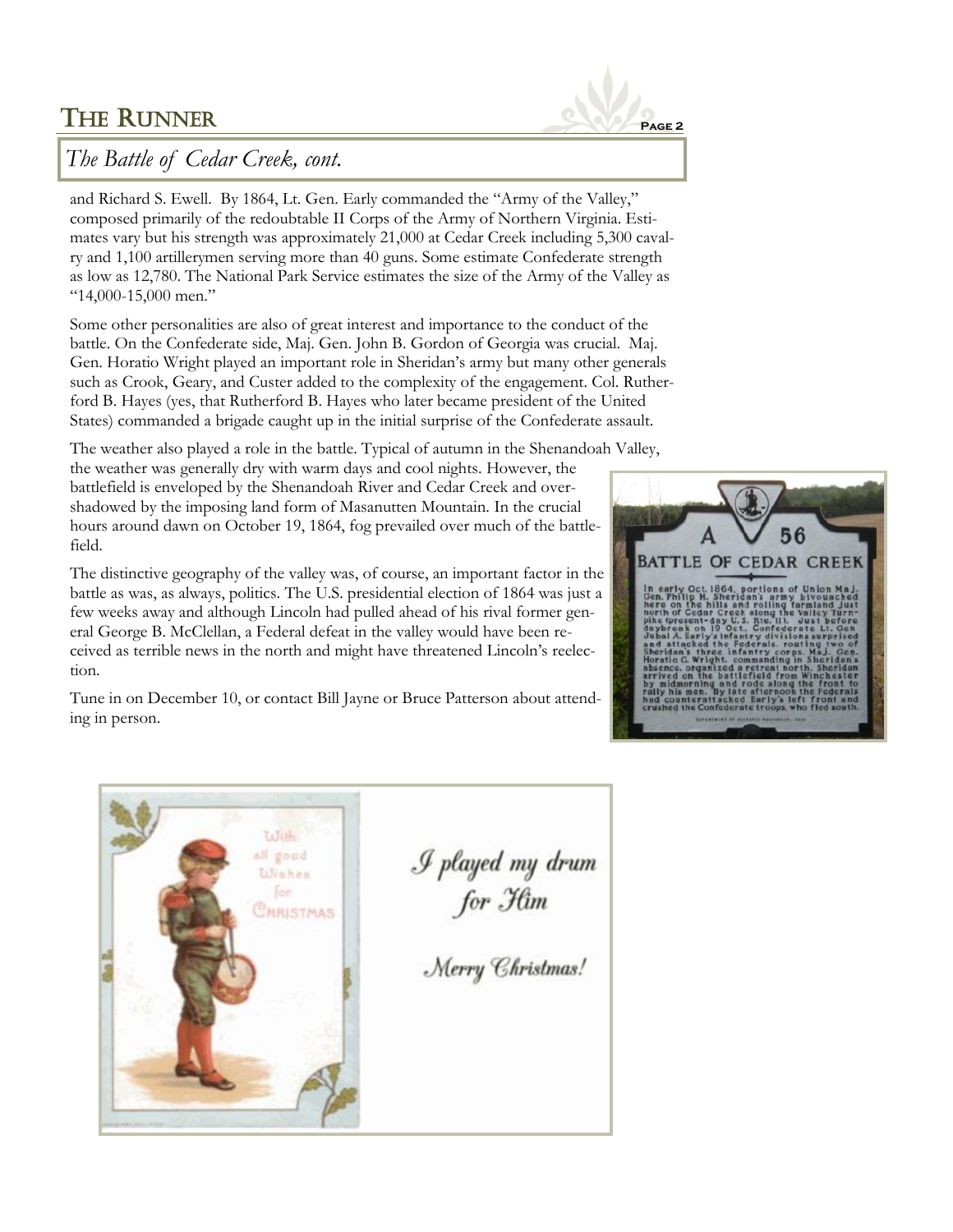## The Battle of Cedar Creek, cont.

and Richard S. Ewell. By 1864, Lt. Gen. Early commanded the "Army of the Valley," composed primarily of the redoubtable II Corps of the Army of Northern Virginia. Estimates vary but his strength was approximately 21,000 at Cedar Creek including 5,300 cavalry and 1,100 artillerymen serving more than 40 guns. Some estimate Confederate strength as low as 12,780. The National Park Service estimates the size of the Army of the Valley as "14,000-15,000 men."

Some other personalities are also of great interest and importance to the conduct of the battle. On the Confederate side, Maj. Gen. John B. Gordon of Georgia was crucial. Maj. Gen. Horatio Wright played an important role in Sheridan's army but many other generals such as Crook, Geary, and Custer added to the complexity of the engagement. Col. Rutherford B. Hayes (yes, that Rutherford B. Hayes who later became president of the United States) commanded a brigade caught up in the initial surprise of the Confederate assault.

The weather also played a role in the battle. Typical of autumn in the Shenandoah Valley, the weather was generally dry with warm days and cool nights. However, the battlefield is enveloped by the Shenandoah River and Cedar Creek and overshadowed by the imposing land form of Masanutten Mountain. In the crucial hours around dawn on October 19, 1864, fog prevailed over much of the battlefield.

The distinctive geography of the valley was, of course, an important factor in the battle as was, as always, politics. The U.S. presidential election of 1864 was just a few weeks away and although Lincoln had pulled ahead of his rival former general George B. McClellan, a Federal defeat in the valley would have been received as terrible news in the north and might have threatened Lincoln's reelection.

Tune in on December 10, or contact Bill Jayne or Bruce Patterson about attending in person.

A 56

BATTLE OF CEDAR CREEK

In early Oct. 1864, portions of Union Maj. Gen. Philip H. Sheridan's army bivouacked here on the hills and rolling farmland just north of Cedar Creek along the Valley Turnpike (present-day U.S. Rte. 11). Just before daybreak on 19 Oct., Confederate Lt. Gen. Jubal A. Early's infantry divisions surprised and attacked the Federals, routing two of Sheridan's three infantry corps. Maj. Gen. Horatio G. Wright, commanding in Sheridan's absence, organized a retreat north. Sheridan arrived on the battlefield from Winchester by midmorning and rode along the front to rally his men. By late afternoon the Federals had counterattacked Early's left front and crushed the Confederate troops, who fled south.

With all good Wishes for Christmas

*I played my drum for Him*

*Merry Christmas!*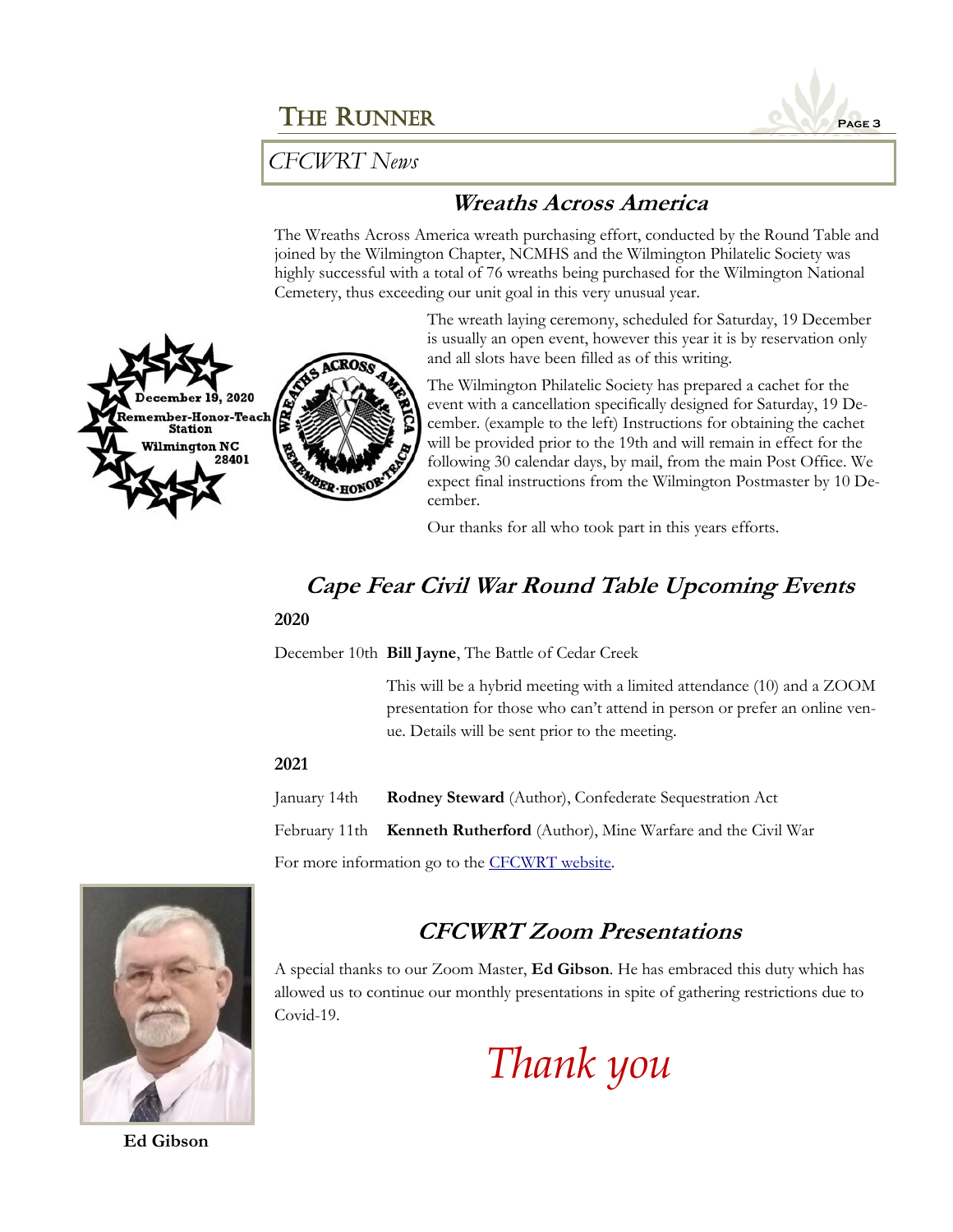## CFCWRT News

### Wreaths Across America

The Wreaths Across America wreath purchasing effort, conducted by the Round Table and joined by the Wilmington Chapter, NCMHS and the Wilmington Philatelic Society was highly successful with a total of 76 wreaths being purchased for the Wilmington National Cemetery, thus exceeding our unit goal in this very unusual year.

The wreath laying ceremony, scheduled for Saturday, 19 December is usually an open event, however this year it is by reservation only and all slots have been filled as of this writing.

The Wilmington Philatelic Society has prepared a cachet for the event with a cancellation specifically designed for Saturday, 19 December. (example to the left) Instructions for obtaining the cachet will be provided prior to the 19th and will remain in effect for the following 30 calendar days, by mail, from the main Post Office. We expect final instructions from the Wilmington Postmaster by 10 December.

Our thanks for all who took part in this years efforts.

### Cape Fear Civil War Round Table Upcoming Events

**2020**

December 10th **Bill Jayne**, The Battle of Cedar Creek

This will be a hybrid meeting with a limited attendance (10) and a ZOOM presentation for those who can't attend in person or prefer an online venue. Details will be sent prior to the meeting.

**2021**

January 14th **Rodney Steward** (Author), Confederate Sequestration Act

February 11th **Kenneth Rutherford** (Author), Mine Warfare and the Civil War

For more information go to the CFCWRT website.

### CFCWRT Zoom Presentations

A special thanks to our Zoom Master, **Ed Gibson**. He has embraced this duty which has allowed us to continue our monthly presentations in spite of gathering restrictions due to Covid-19.

*Thank you*

**Ed Gibson**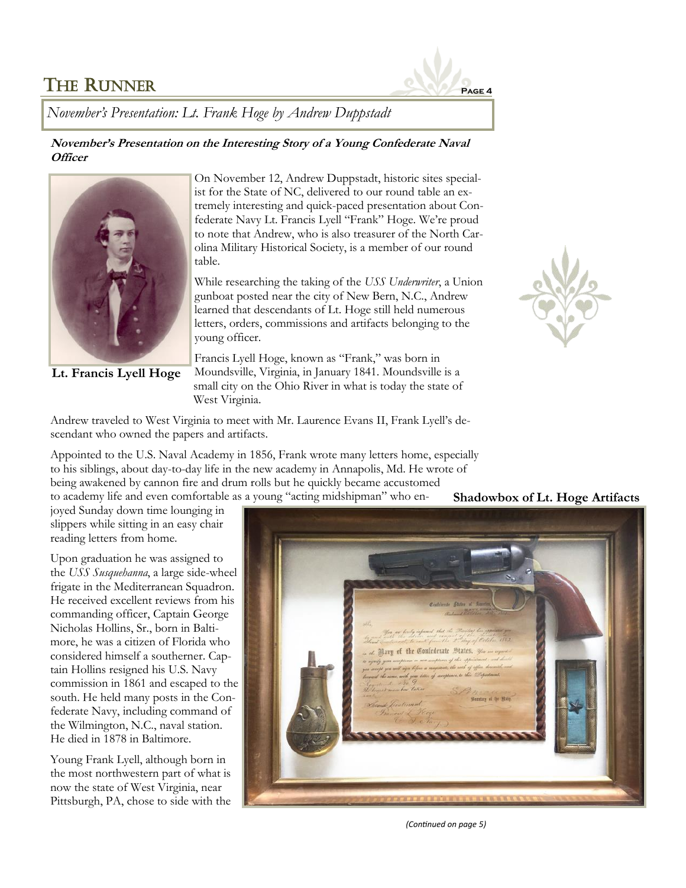## *November's Presentation: Lt. Frank Hoge by Andrew Duppstadt*

**November's Presentation on the Interesting Story of a Young Confederate Naval Officer**

**Lt. Francis Lyell Hoge**

On November 12, Andrew Duppstadt, historic sites specialist for the State of NC, delivered to our round table an extremely interesting and quick-paced presentation about Confederate Navy Lt. Francis Lyell "Frank" Hoge. We're proud to note that Andrew, who is also treasurer of the North Carolina Military Historical Society, is a member of our round table.

While researching the taking of the *USS Underwriter*, a Union gunboat posted near the city of New Bern, N.C., Andrew learned that descendants of Lt. Hoge still held numerous letters, orders, commissions and artifacts belonging to the young officer.

Francis Lyell Hoge, known as "Frank," was born in Moundsville, Virginia, in January 1841. Moundsville is a small city on the Ohio River in what is today the state of West Virginia.

Andrew traveled to West Virginia to meet with Mr. Laurence Evans II, Frank Lyell's descendant who owned the papers and artifacts.

Appointed to the U.S. Naval Academy in 1856, Frank wrote many letters home, especially to his siblings, about day-to-day life in the new academy in Annapolis, Md. He wrote of being awakened by cannon fire and drum rolls but he quickly became accustomed to academy life and even comfortable as a young "acting midshipman" who enjoyed Sunday down time lounging in slippers while sitting in an easy chair reading letters from home.

Upon graduation he was assigned to the *USS Susquehanna*, a large side-wheel frigate in the Mediterranean Squadron. He received excellent reviews from his commanding officer, Captain George Nicholas Hollins, Sr., born in Baltimore, he was a citizen of Florida who considered himself a southerner. Captain Hollins resigned his U.S. Navy commission in 1861 and escaped to the south. He held many posts in the Confederate Navy, including command of the Wilmington, N.C., naval station. He died in 1878 in Baltimore.

Young Frank Lyell, although born in the most northwestern part of what is now the state of West Virginia, near Pittsburgh, PA, chose to side with the

**Shadowbox of Lt. Hoge Artifacts**

*(Continued on page 5)*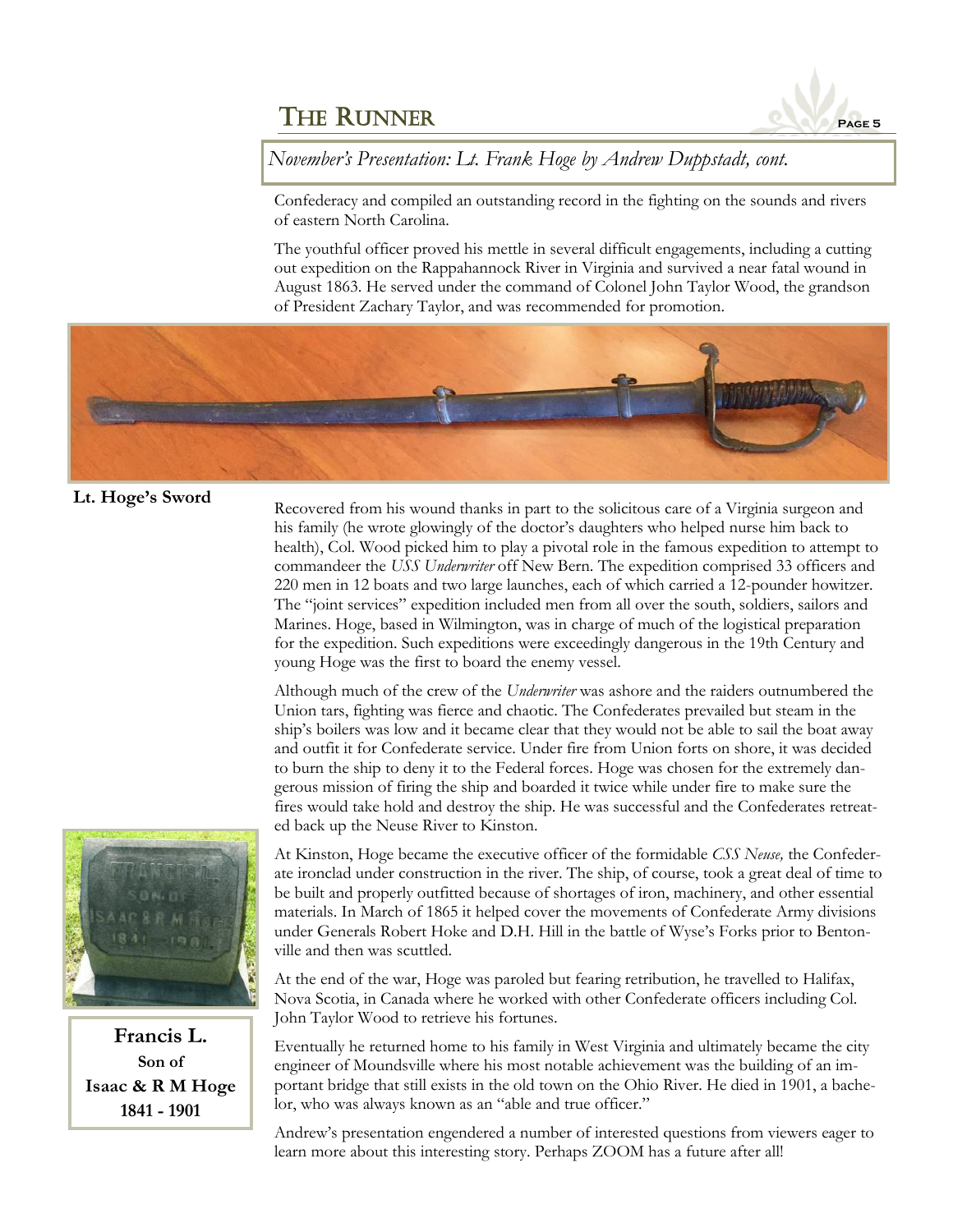*November's Presentation: Lt. Frank Hoge by Andrew Duppstadt, cont.*

Confederacy and compiled an outstanding record in the fighting on the sounds and rivers of eastern North Carolina.

The youthful officer proved his mettle in several difficult engagements, including a cutting out expedition on the Rappahannock River in Virginia and survived a near fatal wound in August 1863. He served under the command of Colonel John Taylor Wood, the grandson of President Zachary Taylor, and was recommended for promotion.

**Lt. Hoge's Sword**

Recovered from his wound thanks in part to the solicitous care of a Virginia surgeon and his family (he wrote glowingly of the doctor's daughters who helped nurse him back to health), Col. Wood picked him to play a pivotal role in the famous expedition to attempt to commandeer the *USS Underwriter* off New Bern. The expedition comprised 33 officers and 220 men in 12 boats and two large launches, each of which carried a 12-pounder howitzer. The "joint services" expedition included men from all over the south, soldiers, sailors and Marines. Hoge, based in Wilmington, was in charge of much of the logistical preparation for the expedition. Such expeditions were exceedingly dangerous in the 19th Century and young Hoge was the first to board the enemy vessel.

Although much of the crew of the *Underwriter* was ashore and the raiders outnumbered the Union tars, fighting was fierce and chaotic. The Confederates prevailed but steam in the ship's boilers was low and it became clear that they would not be able to sail the boat away and outfit it for Confederate service. Under fire from Union forts on shore, it was decided to burn the ship to deny it to the Federal forces. Hoge was chosen for the extremely dangerous mission of firing the ship and boarded it twice while under fire to make sure the fires would take hold and destroy the ship. He was successful and the Confederates retreated back up the Neuse River to Kinston.

At Kinston, Hoge became the executive officer of the formidable *CSS Neuse,* the Confederate ironclad under construction in the river. The ship, of course, took a great deal of time to be built and properly outfitted because of shortages of iron, machinery, and other essential materials. In March of 1865 it helped cover the movements of Confederate Army divisions under Generals Robert Hoke and D.H. Hill in the battle of Wyse's Forks prior to Bentonville and then was scuttled.

At the end of the war, Hoge was paroled but fearing retribution, he travelled to Halifax, Nova Scotia, in Canada where he worked with other Confederate officers including Col. John Taylor Wood to retrieve his fortunes.

Eventually he returned home to his family in West Virginia and ultimately became the city engineer of Moundsville where his most notable achievement was the building of an important bridge that still exists in the old town on the Ohio River. He died in 1901, a bachelor, who was always known as an "able and true officer."

Andrew's presentation engendered a number of interested questions from viewers eager to learn more about this interesting story. Perhaps ZOOM has a future after all!

**Francis L.**
**Son of**
**Isaac & R M Hoge**
**1841 - 1901**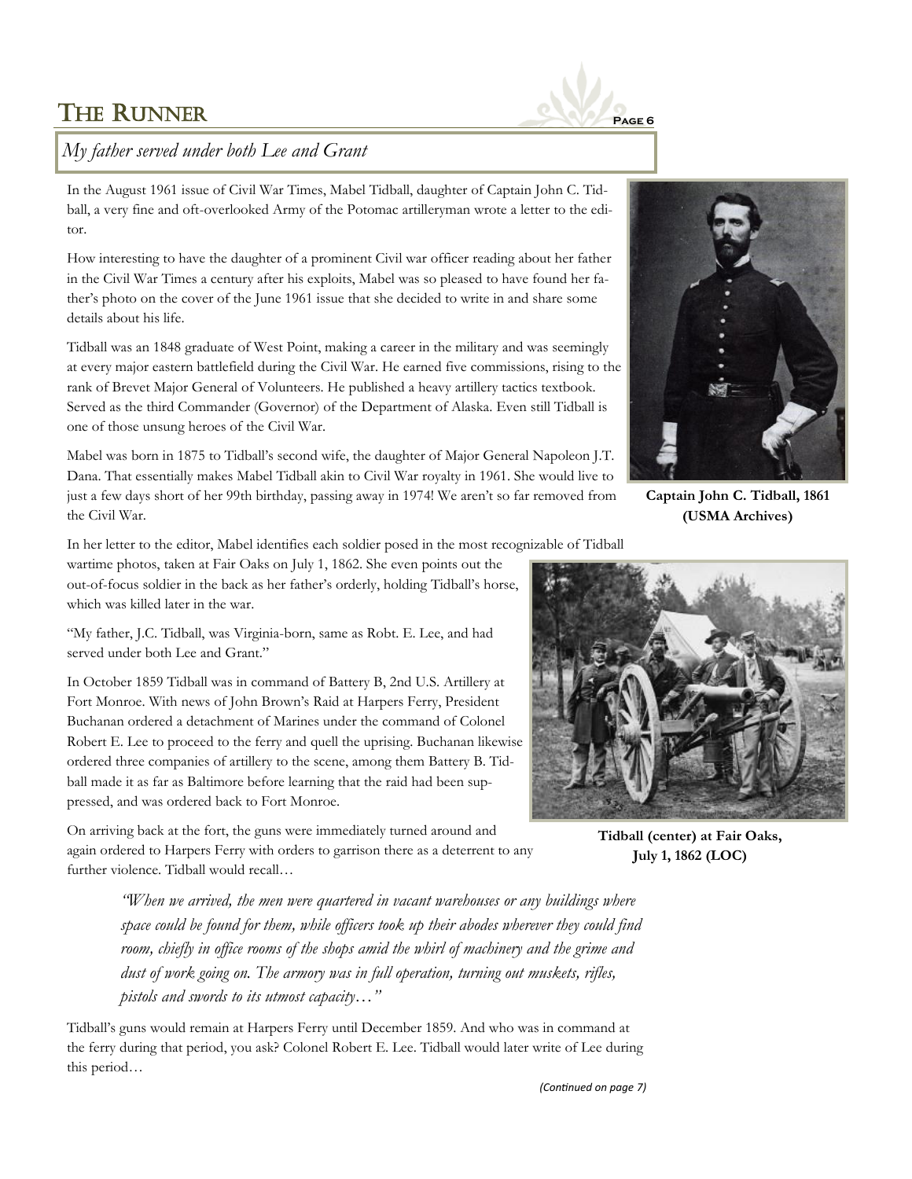## *My father served under both Lee and Grant*

In the August 1961 issue of Civil War Times, Mabel Tidball, daughter of Captain John C. Tidball, a very fine and oft-overlooked Army of the Potomac artilleryman wrote a letter to the editor.

How interesting to have the daughter of a prominent Civil war officer reading about her father in the Civil War Times a century after his exploits, Mabel was so pleased to have found her father's photo on the cover of the June 1961 issue that she decided to write in and share some details about his life.

Tidball was an 1848 graduate of West Point, making a career in the military and was seemingly at every major eastern battlefield during the Civil War. He earned five commissions, rising to the rank of Brevet Major General of Volunteers. He published a heavy artillery tactics textbook. Served as the third Commander (Governor) of the Department of Alaska. Even still Tidball is one of those unsung heroes of the Civil War.

Mabel was born in 1875 to Tidball's second wife, the daughter of Major General Napoleon J.T. Dana. That essentially makes Mabel Tidball akin to Civil War royalty in 1961. She would live to just a few days short of her 99th birthday, passing away in 1974! We aren't so far removed from the Civil War.

**Captain John C. Tidball, 1861 (USMA Archives)**

In her letter to the editor, Mabel identifies each soldier posed in the most recognizable of Tidball wartime photos, taken at Fair Oaks on July 1, 1862. She even points out the out-of-focus soldier in the back as her father's orderly, holding Tidball's horse, which was killed later in the war.

"My father, J.C. Tidball, was Virginia-born, same as Robt. E. Lee, and had served under both Lee and Grant."

In October 1859 Tidball was in command of Battery B, 2nd U.S. Artillery at Fort Monroe. With news of John Brown's Raid at Harpers Ferry, President Buchanan ordered a detachment of Marines under the command of Colonel Robert E. Lee to proceed to the ferry and quell the uprising. Buchanan likewise ordered three companies of artillery to the scene, among them Battery B. Tidball made it as far as Baltimore before learning that the raid had been suppressed, and was ordered back to Fort Monroe.

**Tidball (center) at Fair Oaks, July 1, 1862 (LOC)**

On arriving back at the fort, the guns were immediately turned around and again ordered to Harpers Ferry with orders to garrison there as a deterrent to any further violence. Tidball would recall…

> *"When we arrived, the men were quartered in vacant warehouses or any buildings where space could be found for them, while officers took up their abodes wherever they could find room, chiefly in office rooms of the shops amid the whirl of machinery and the grime and dust of work going on. The armory was in full operation, turning out muskets, rifles, pistols and swords to its utmost capacity…"*

Tidball's guns would remain at Harpers Ferry until December 1859. And who was in command at the ferry during that period, you ask? Colonel Robert E. Lee. Tidball would later write of Lee during this period…

*(Continued on page 7)*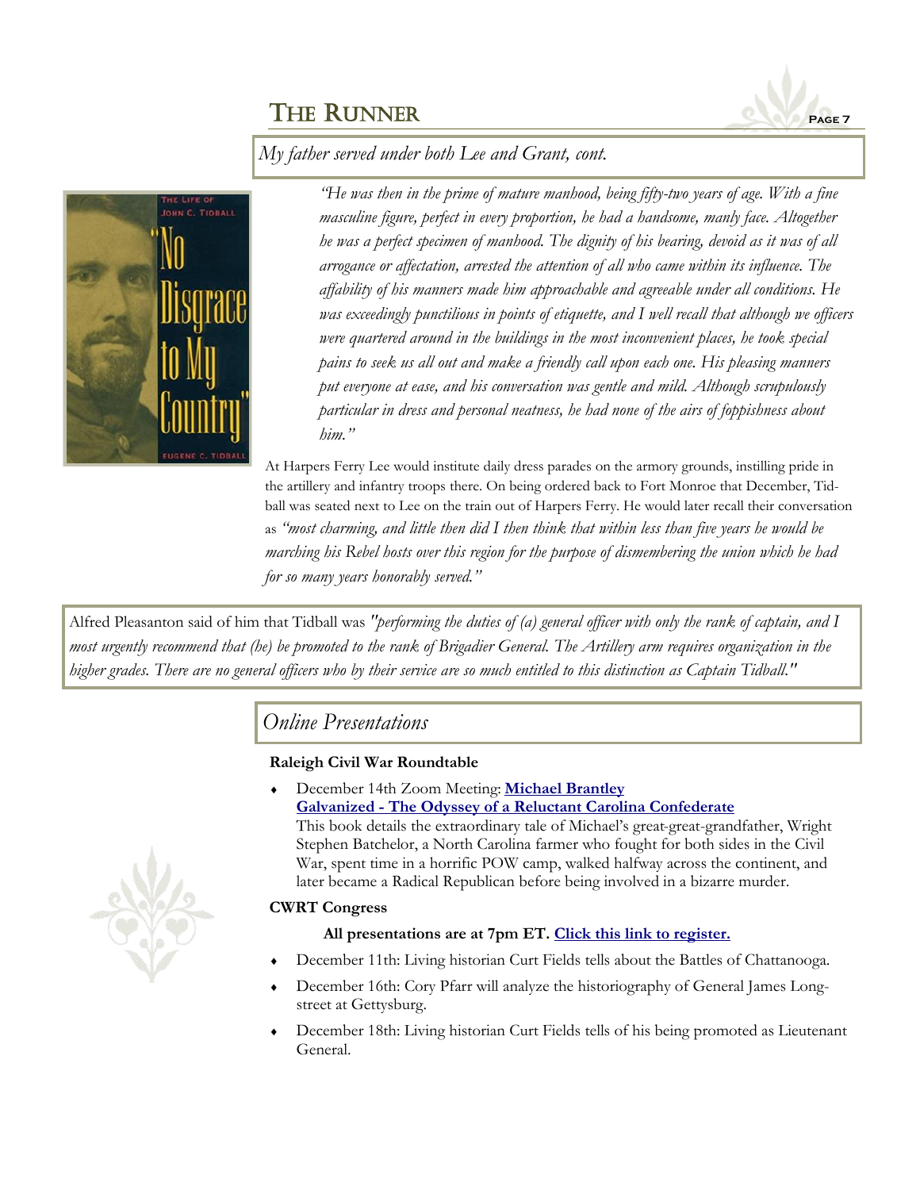*My father served under both Lee and Grant, cont.*

*"He was then in the prime of mature manhood, being fifty-two years of age. With a fine masculine figure, perfect in every proportion, he had a handsome, manly face. Altogether he was a perfect specimen of manhood. The dignity of his bearing, devoid as it was of all arrogance or affectation, arrested the attention of all who came within its influence. The affability of his manners made him approachable and agreeable under all conditions. He was exceedingly punctilious in points of etiquette, and I well recall that although we officers were quartered around in the buildings in the most inconvenient places, he took special pains to seek us all out and make a friendly call upon each one. His pleasing manners put everyone at ease, and his conversation was gentle and mild. Although scrupulously particular in dress and personal neatness, he had none of the airs of foppishness about him."*

At Harpers Ferry Lee would institute daily dress parades on the armory grounds, instilling pride in the artillery and infantry troops there. On being ordered back to Fort Monroe that December, Tidball was seated next to Lee on the train out of Harpers Ferry. He would later recall their conversation as *"most charming, and little then did I then think that within less than five years he would be marching his Rebel hosts over this region for the purpose of dismembering the union which he had for so many years honorably served."*

Alfred Pleasanton said of him that Tidball was *"performing the duties of (a) general officer with only the rank of captain, and I most urgently recommend that (he) be promoted to the rank of Brigadier General. The Artillery arm requires organization in the higher grades. There are no general officers who by their service are so much entitled to this distinction as Captain Tidball."*

## Online Presentations

**Raleigh Civil War Roundtable**

- December 14th Zoom Meeting: **Michael Brantley**
  **Galvanized - The Odyssey of a Reluctant Carolina Confederate**
  This book details the extraordinary tale of Michael's great-great-grandfather, Wright Stephen Batchelor, a North Carolina farmer who fought for both sides in the Civil War, spent time in a horrific POW camp, walked halfway across the continent, and later became a Radical Republican before being involved in a bizarre murder.

**CWRT Congress**

**All presentations are at 7pm ET. Click this link to register.**

- December 11th: Living historian Curt Fields tells about the Battles of Chattanooga.
- December 16th: Cory Pfarr will analyze the historiography of General James Longstreet at Gettysburg.
- December 18th: Living historian Curt Fields tells of his being promoted as Lieutenant General.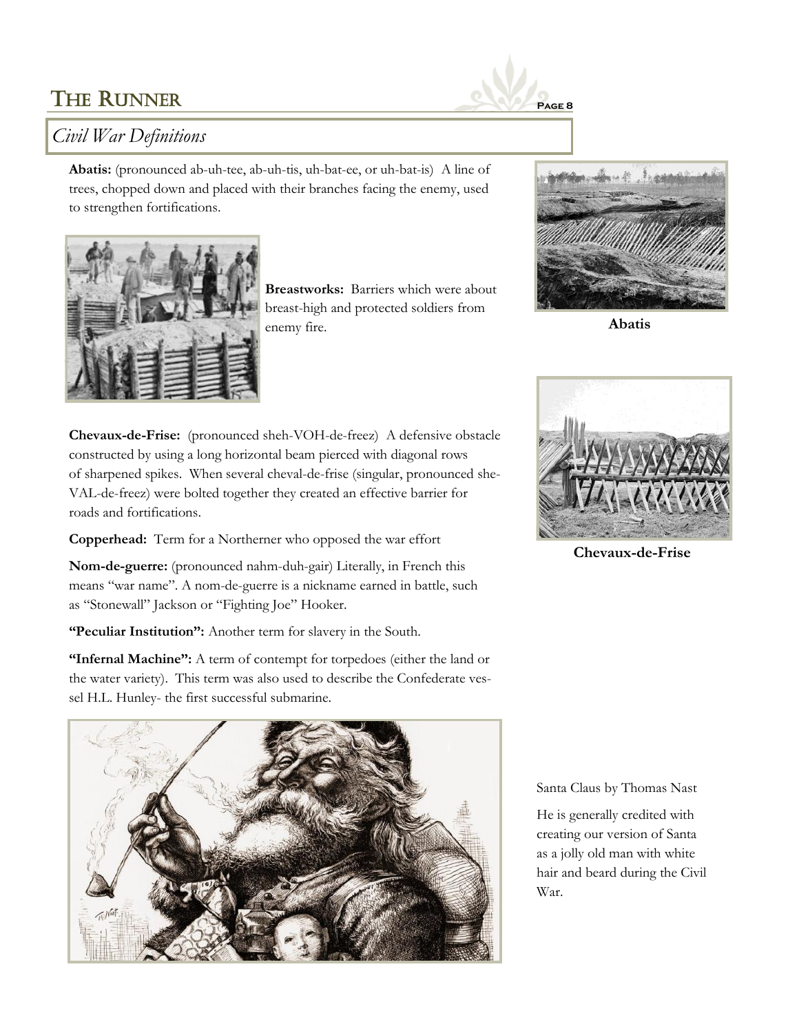## *Civil War Definitions*

**Abatis:** (pronounced ab-uh-tee, ab-uh-tis, uh-bat-ee, or uh-bat-is) A line of trees, chopped down and placed with their branches facing the enemy, used to strengthen fortifications.

**Abatis**

**Breastworks:** Barriers which were about breast-high and protected soldiers from enemy fire.

**Chevaux-de-Frise:** (pronounced sheh-VOH-de-freez) A defensive obstacle constructed by using a long horizontal beam pierced with diagonal rows of sharpened spikes. When several cheval-de-frise (singular, pronounced she-VAL-de-freez) were bolted together they created an effective barrier for roads and fortifications.

**Chevaux-de-Frise**

**Copperhead:** Term for a Northerner who opposed the war effort

**Nom-de-guerre:** (pronounced nahm-duh-gair) Literally, in French this means "war name". A nom-de-guerre is a nickname earned in battle, such as "Stonewall" Jackson or "Fighting Joe" Hooker.

**"Peculiar Institution":** Another term for slavery in the South.

**"Infernal Machine":** A term of contempt for torpedoes (either the land or the water variety). This term was also used to describe the Confederate vessel H.L. Hunley- the first successful submarine.

Santa Claus by Thomas Nast

He is generally credited with creating our version of Santa as a jolly old man with white hair and beard during the Civil War.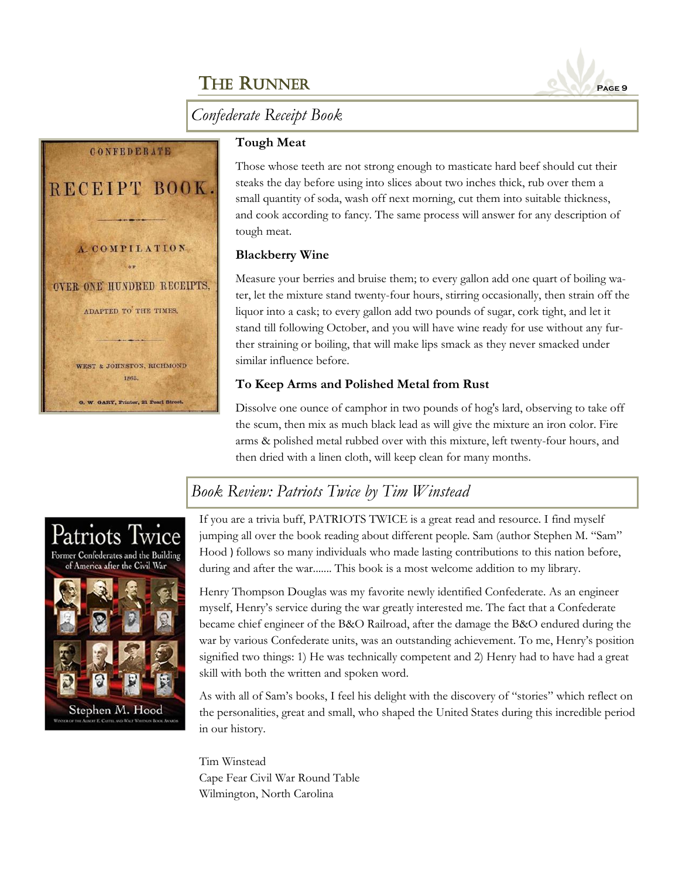## Confederate Receipt Book

### Tough Meat

Those whose teeth are not strong enough to masticate hard beef should cut their steaks the day before using into slices about two inches thick, rub over them a small quantity of soda, wash off next morning, cut them into suitable thickness, and cook according to fancy. The same process will answer for any description of tough meat.

### Blackberry Wine

Measure your berries and bruise them; to every gallon add one quart of boiling water, let the mixture stand twenty-four hours, stirring occasionally, then strain off the liquor into a cask; to every gallon add two pounds of sugar, cork tight, and let it stand till following October, and you will have wine ready for use without any further straining or boiling, that will make lips smack as they never smacked under similar influence before.

### To Keep Arms and Polished Metal from Rust

Dissolve one ounce of camphor in two pounds of hog's lard, observing to take off the scum, then mix as much black lead as will give the mixture an iron color. Fire arms & polished metal rubbed over with this mixture, left twenty-four hours, and then dried with a linen cloth, will keep clean for many months.

## Book Review: Patriots Twice by Tim Winstead

If you are a trivia buff, PATRIOTS TWICE is a great read and resource. I find myself jumping all over the book reading about different people. Sam (author Stephen M. "Sam" Hood ) follows so many individuals who made lasting contributions to this nation before, during and after the war....... This book is a most welcome addition to my library.

Henry Thompson Douglas was my favorite newly identified Confederate. As an engineer myself, Henry's service during the war greatly interested me. The fact that a Confederate became chief engineer of the B&O Railroad, after the damage the B&O endured during the war by various Confederate units, was an outstanding achievement. To me, Henry's position signified two things: 1) He was technically competent and 2) Henry had to have had a great skill with both the written and spoken word.

As with all of Sam's books, I feel his delight with the discovery of "stories" which reflect on the personalities, great and small, who shaped the United States during this incredible period in our history.

Tim Winstead
Cape Fear Civil War Round Table
Wilmington, North Carolina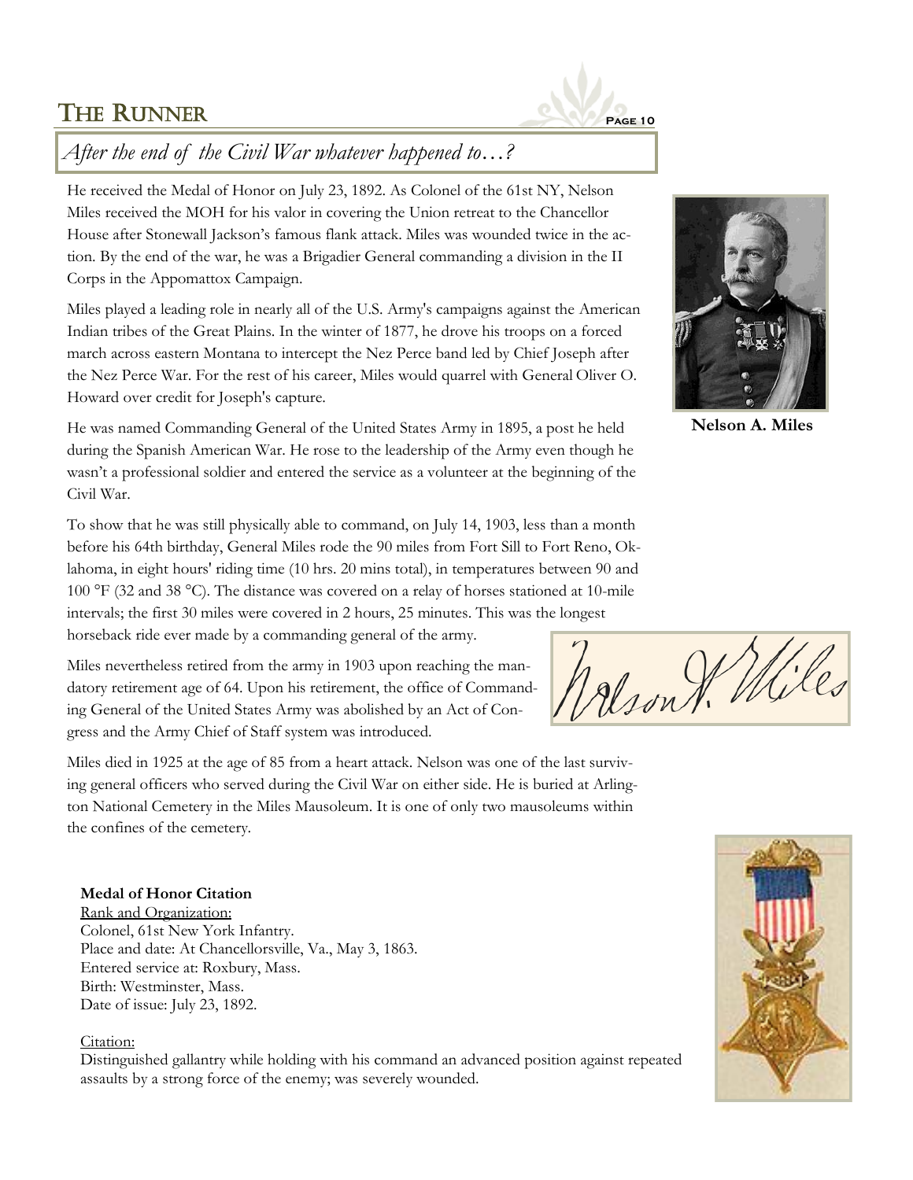## *After the end of the Civil War whatever happened to…?*

He received the Medal of Honor on July 23, 1892. As Colonel of the 61st NY, Nelson Miles received the MOH for his valor in covering the Union retreat to the Chancellor House after Stonewall Jackson's famous flank attack. Miles was wounded twice in the action. By the end of the war, he was a Brigadier General commanding a division in the II Corps in the Appomattox Campaign.

Miles played a leading role in nearly all of the U.S. Army's campaigns against the American Indian tribes of the Great Plains. In the winter of 1877, he drove his troops on a forced march across eastern Montana to intercept the Nez Perce band led by Chief Joseph after the Nez Perce War. For the rest of his career, Miles would quarrel with General Oliver O. Howard over credit for Joseph's capture.

He was named Commanding General of the United States Army in 1895, a post he held during the Spanish American War. He rose to the leadership of the Army even though he wasn't a professional soldier and entered the service as a volunteer at the beginning of the Civil War.

**Nelson A. Miles**

To show that he was still physically able to command, on July 14, 1903, less than a month before his 64th birthday, General Miles rode the 90 miles from Fort Sill to Fort Reno, Oklahoma, in eight hours' riding time (10 hrs. 20 mins total), in temperatures between 90 and 100 °F (32 and 38 °C). The distance was covered on a relay of horses stationed at 10-mile intervals; the first 30 miles were covered in 2 hours, 25 minutes. This was the longest horseback ride ever made by a commanding general of the army.

Miles nevertheless retired from the army in 1903 upon reaching the mandatory retirement age of 64. Upon his retirement, the office of Commanding General of the United States Army was abolished by an Act of Congress and the Army Chief of Staff system was introduced.

Miles died in 1925 at the age of 85 from a heart attack. Nelson was one of the last surviving general officers who served during the Civil War on either side. He is buried at Arlington National Cemetery in the Miles Mausoleum. It is one of only two mausoleums within the confines of the cemetery.

**Medal of Honor Citation**

Rank and Organization:
Colonel, 61st New York Infantry.
Place and date: At Chancellorsville, Va., May 3, 1863.
Entered service at: Roxbury, Mass.
Birth: Westminster, Mass.
Date of issue: July 23, 1892.

Citation:
Distinguished gallantry while holding with his command an advanced position against repeated assaults by a strong force of the enemy; was severely wounded.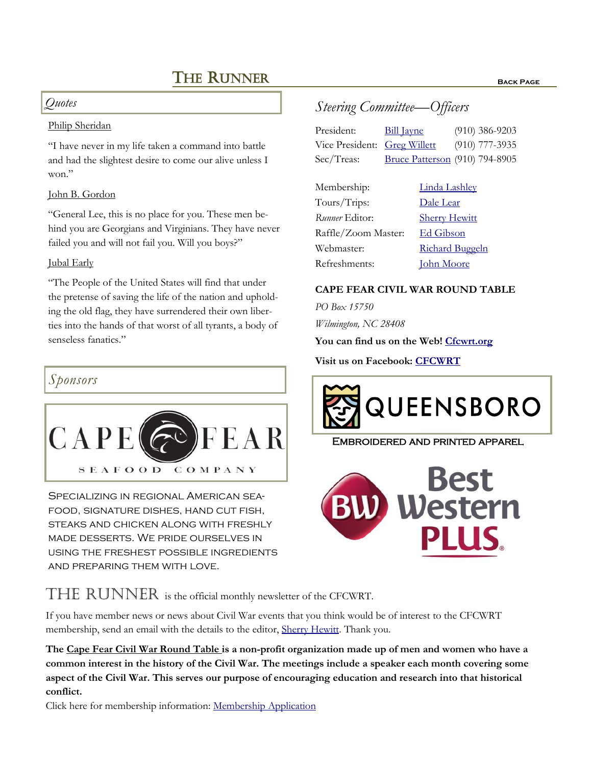## Quotes

Philip Sheridan

"I have never in my life taken a command into battle and had the slightest desire to come our alive unless I won."

John B. Gordon

"General Lee, this is no place for you. These men behind you are Georgians and Virginians. They have never failed you and will not fail you. Will you boys?"

Jubal Early

"The People of the United States will find that under the pretense of saving the life of the nation and upholding the old flag, they have surrendered their own liberties into the hands of that worst of all tyrants, a body of senseless fanatics."

## Sponsors

CAPE FEAR SEAFOOD COMPANY

Specializing in regional American seafood, signature dishes, hand cut fish, steaks and chicken along with freshly made desserts. We pride ourselves in using the freshest possible ingredients and preparing them with love.

## Steering Committee—Officers

| | | |
|---|---|---|
| President: | Bill Jayne | (910) 386-9203 |
| Vice President: | Greg Willett | (910) 777-3935 |
| Sec/Treas: | Bruce Patterson | (910) 794-8905 |

| | |
|---|---|
| Membership: | Linda Lashley |
| Tours/Trips: | Dale Lear |
| *Runner* Editor: | Sherry Hewitt |
| Raffle/Zoom Master: | Ed Gibson |
| Webmaster: | Richard Buggeln |
| Refreshments: | John Moore |

**CAPE FEAR CIVIL WAR ROUND TABLE**

*PO Box 15750*

*Wilmington, NC 28408*

**You can find us on the Web! Cfcwrt.org**

**Visit us on Facebook: CFCWRT**

QUEENSBORO

EMBROIDERED AND PRINTED APPAREL

Best Western PLUS

THE RUNNER is the official monthly newsletter of the CFCWRT.

If you have member news or news about Civil War events that you think would be of interest to the CFCWRT membership, send an email with the details to the editor, Sherry Hewitt. Thank you.

**The Cape Fear Civil War Round Table is a non-profit organization made up of men and women who have a common interest in the history of the Civil War. The meetings include a speaker each month covering some aspect of the Civil War. This serves our purpose of encouraging education and research into that historical conflict.**

Click here for membership information: Membership Application